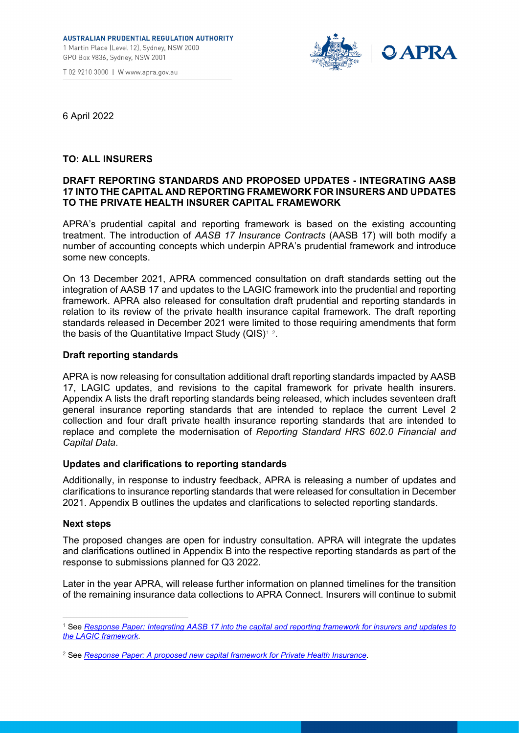**AUSTRALIAN PRUDENTIAL REGULATION AUTHORITY**
1 Martin Place (Level 12), Sydney, NSW 2000
GPO Box 9836, Sydney, NSW 2001

T 02 9210 3000 | W www.apra.gov.au

6 April 2022

**TO: ALL INSURERS**

**DRAFT REPORTING STANDARDS AND PROPOSED UPDATES - INTEGRATING AASB 17 INTO THE CAPITAL AND REPORTING FRAMEWORK FOR INSURERS AND UPDATES TO THE PRIVATE HEALTH INSURER CAPITAL FRAMEWORK**

APRA's prudential capital and reporting framework is based on the existing accounting treatment. The introduction of *AASB 17 Insurance Contracts* (AASB 17) will both modify a number of accounting concepts which underpin APRA's prudential framework and introduce some new concepts.

On 13 December 2021, APRA commenced consultation on draft standards setting out the integration of AASB 17 and updates to the LAGIC framework into the prudential and reporting framework. APRA also released for consultation draft prudential and reporting standards in relation to its review of the private health insurance capital framework. The draft reporting standards released in December 2021 were limited to those requiring amendments that form the basis of the Quantitative Impact Study (QIS)[1] [2].

### Draft reporting standards

APRA is now releasing for consultation additional draft reporting standards impacted by AASB 17, LAGIC updates, and revisions to the capital framework for private health insurers. Appendix A lists the draft reporting standards being released, which includes seventeen draft general insurance reporting standards that are intended to replace the current Level 2 collection and four draft private health insurance reporting standards that are intended to replace and complete the modernisation of *Reporting Standard HRS 602.0 Financial and Capital Data*.

### Updates and clarifications to reporting standards

Additionally, in response to industry feedback, APRA is releasing a number of updates and clarifications to insurance reporting standards that were released for consultation in December 2021. Appendix B outlines the updates and clarifications to selected reporting standards.

### Next steps

The proposed changes are open for industry consultation. APRA will integrate the updates and clarifications outlined in Appendix B into the respective reporting standards as part of the response to submissions planned for Q3 2022.

Later in the year APRA, will release further information on planned timelines for the transition of the remaining insurance data collections to APRA Connect. Insurers will continue to submit

---

[1] See *Response Paper: Integrating AASB 17 into the capital and reporting framework for insurers and updates to the LAGIC framework*.

[2] See *Response Paper: A proposed new capital framework for Private Health Insurance*.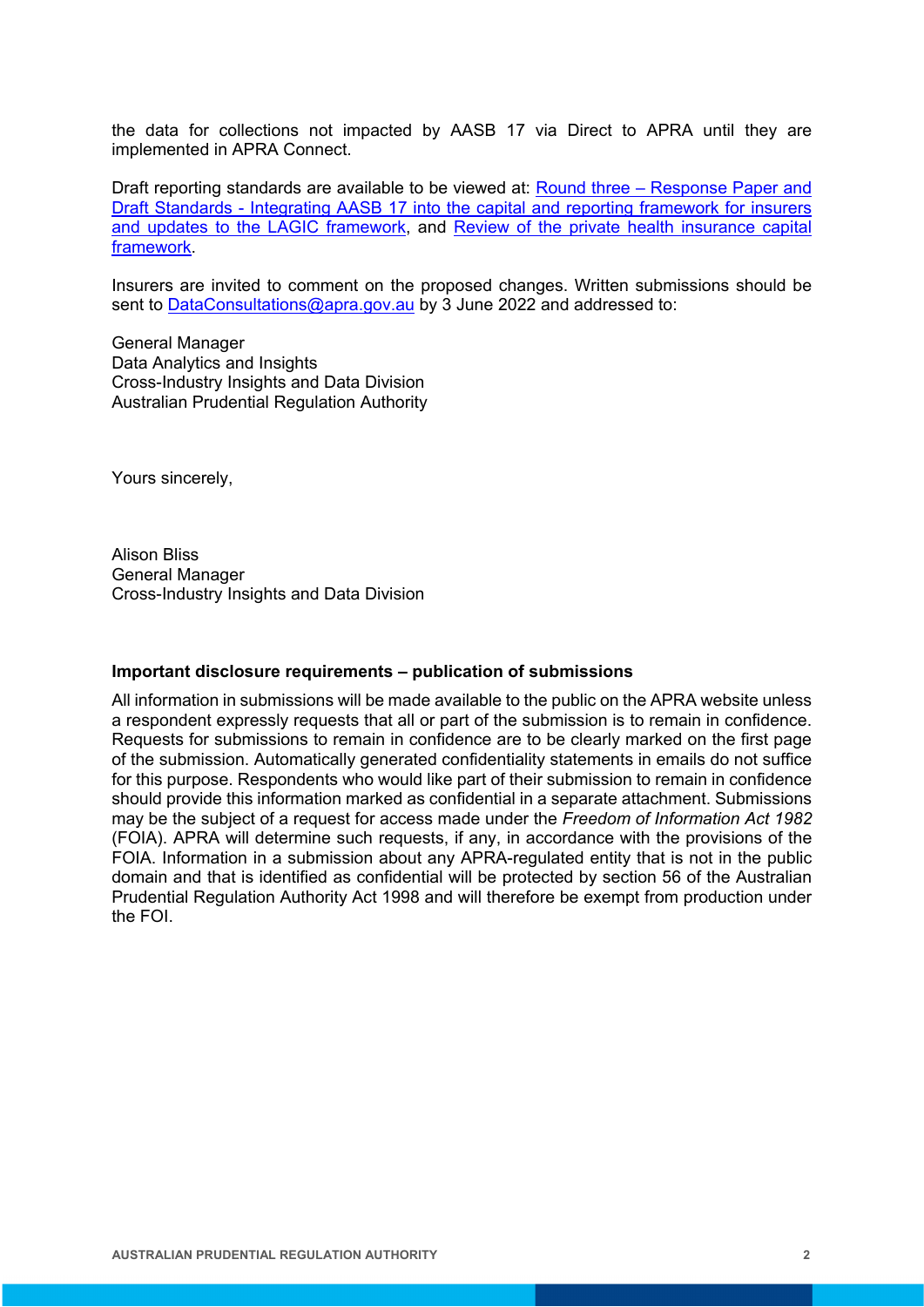the data for collections not impacted by AASB 17 via Direct to APRA until they are implemented in APRA Connect.

Draft reporting standards are available to be viewed at: [Round three – Response Paper and Draft Standards - Integrating AASB 17 into the capital and reporting framework for insurers and updates to the LAGIC framework](), and [Review of the private health insurance capital framework]().

Insurers are invited to comment on the proposed changes. Written submissions should be sent to [DataConsultations@apra.gov.au](mailto:DataConsultations@apra.gov.au) by 3 June 2022 and addressed to:

General Manager
Data Analytics and Insights
Cross-Industry Insights and Data Division
Australian Prudential Regulation Authority

Yours sincerely,

Alison Bliss
General Manager
Cross-Industry Insights and Data Division

**Important disclosure requirements – publication of submissions**

All information in submissions will be made available to the public on the APRA website unless a respondent expressly requests that all or part of the submission is to remain in confidence. Requests for submissions to remain in confidence are to be clearly marked on the first page of the submission. Automatically generated confidentiality statements in emails do not suffice for this purpose. Respondents who would like part of their submission to remain in confidence should provide this information marked as confidential in a separate attachment. Submissions may be the subject of a request for access made under the *Freedom of Information Act 1982* (FOIA). APRA will determine such requests, if any, in accordance with the provisions of the FOIA. Information in a submission about any APRA-regulated entity that is not in the public domain and that is identified as confidential will be protected by section 56 of the Australian Prudential Regulation Authority Act 1998 and will therefore be exempt from production under the FOI.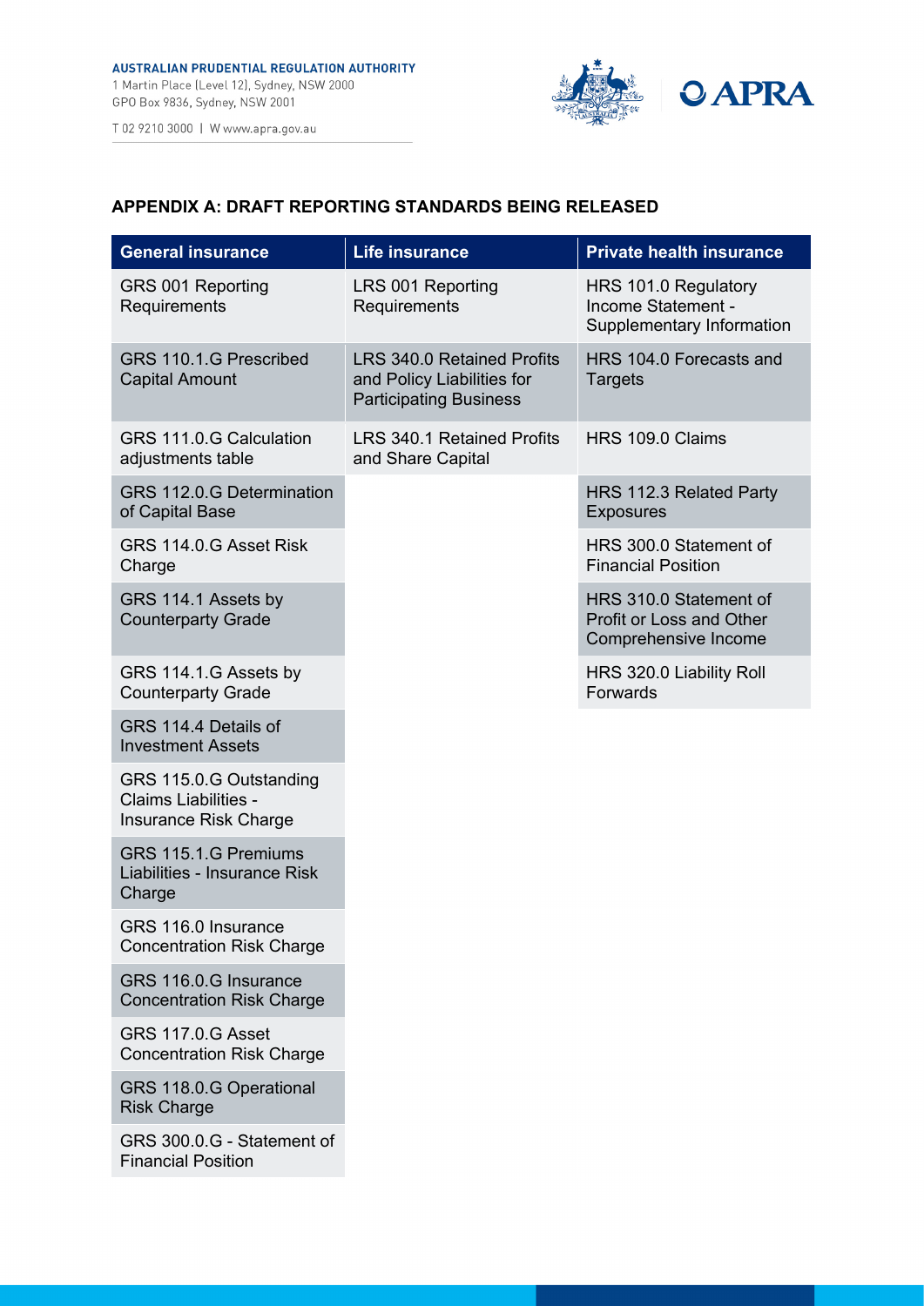## APPENDIX A: DRAFT REPORTING STANDARDS BEING RELEASED

| General insurance | Life insurance | Private health insurance |
| --- | --- | --- |
| GRS 001 Reporting Requirements | LRS 001 Reporting Requirements | HRS 101.0 Regulatory Income Statement - Supplementary Information |
| GRS 110.1.G Prescribed Capital Amount | LRS 340.0 Retained Profits and Policy Liabilities for Participating Business | HRS 104.0 Forecasts and Targets |
| GRS 111.0.G Calculation adjustments table | LRS 340.1 Retained Profits and Share Capital | HRS 109.0 Claims |
| GRS 112.0.G Determination of Capital Base | | HRS 112.3 Related Party Exposures |
| GRS 114.0.G Asset Risk Charge | | HRS 300.0 Statement of Financial Position |
| GRS 114.1 Assets by Counterparty Grade | | HRS 310.0 Statement of Profit or Loss and Other Comprehensive Income |
| GRS 114.1.G Assets by Counterparty Grade | | HRS 320.0 Liability Roll Forwards |
| GRS 114.4 Details of Investment Assets | | |
| GRS 115.0.G Outstanding Claims Liabilities - Insurance Risk Charge | | |
| GRS 115.1.G Premiums Liabilities - Insurance Risk Charge | | |
| GRS 116.0 Insurance Concentration Risk Charge | | |
| GRS 116.0.G Insurance Concentration Risk Charge | | |
| GRS 117.0.G Asset Concentration Risk Charge | | |
| GRS 118.0.G Operational Risk Charge | | |
| GRS 300.0.G - Statement of Financial Position | | |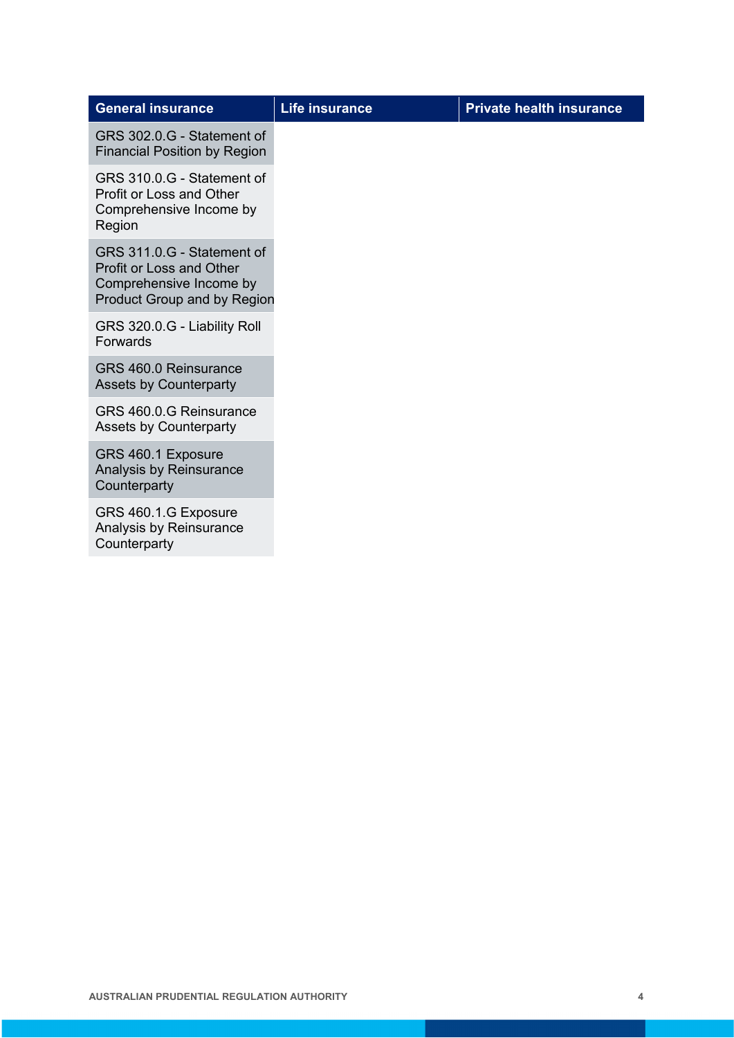| General insurance | Life insurance | Private health insurance |
|---|---|---|
| GRS 302.0.G - Statement of Financial Position by Region | | |
| GRS 310.0.G - Statement of Profit or Loss and Other Comprehensive Income by Region | | |
| GRS 311.0.G - Statement of Profit or Loss and Other Comprehensive Income by Product Group and by Region | | |
| GRS 320.0.G - Liability Roll Forwards | | |
| GRS 460.0 Reinsurance Assets by Counterparty | | |
| GRS 460.0.G Reinsurance Assets by Counterparty | | |
| GRS 460.1 Exposure Analysis by Reinsurance Counterparty | | |
| GRS 460.1.G Exposure Analysis by Reinsurance Counterparty | | |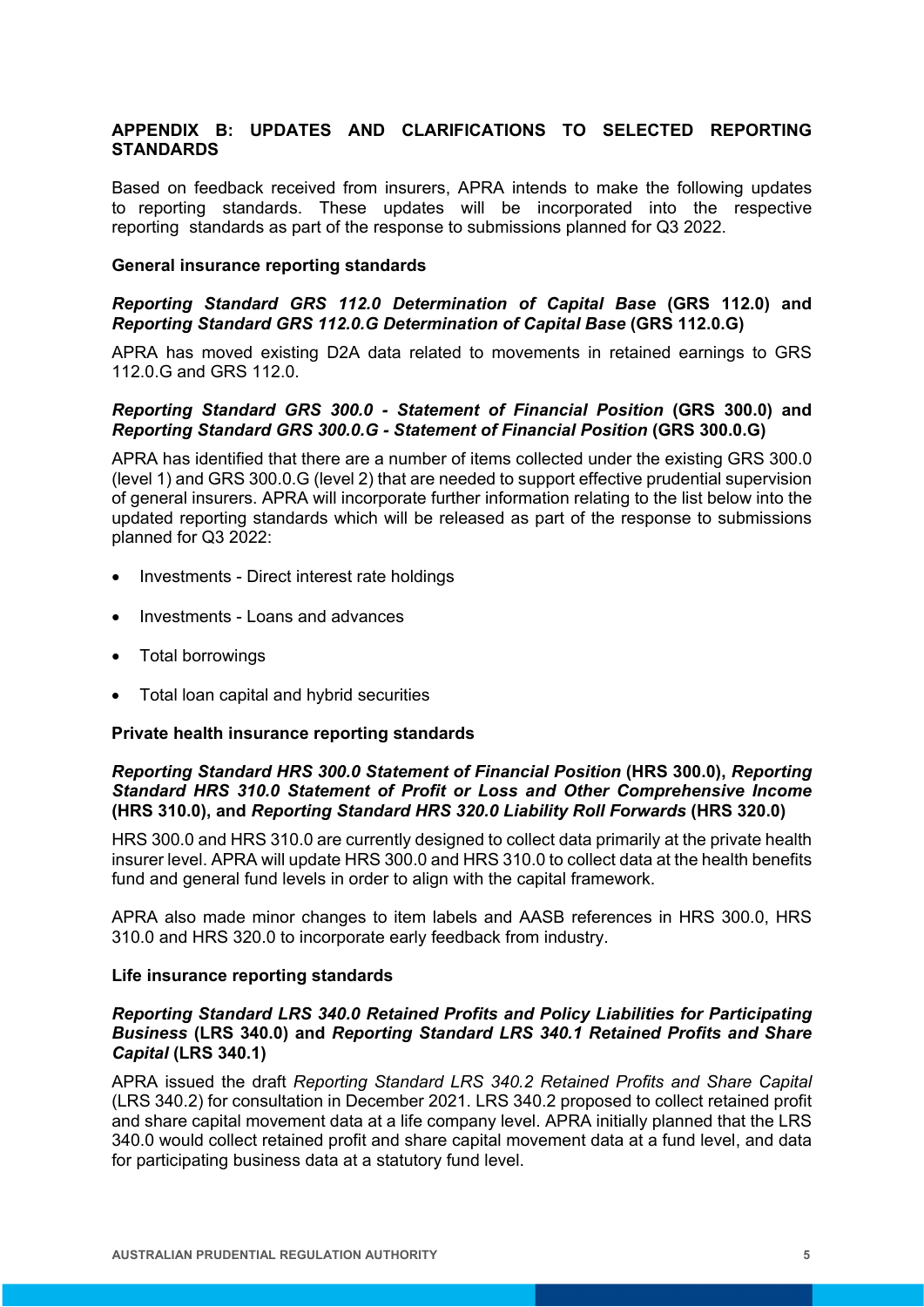## APPENDIX B: UPDATES AND CLARIFICATIONS TO SELECTED REPORTING STANDARDS

Based on feedback received from insurers, APRA intends to make the following updates to reporting standards. These updates will be incorporated into the respective reporting standards as part of the response to submissions planned for Q3 2022.

### General insurance reporting standards

#### *Reporting Standard GRS 112.0 Determination of Capital Base* (GRS 112.0) and *Reporting Standard GRS 112.0.G Determination of Capital Base* (GRS 112.0.G)

APRA has moved existing D2A data related to movements in retained earnings to GRS 112.0.G and GRS 112.0.

#### *Reporting Standard GRS 300.0 - Statement of Financial Position* (GRS 300.0) and *Reporting Standard GRS 300.0.G - Statement of Financial Position* (GRS 300.0.G)

APRA has identified that there are a number of items collected under the existing GRS 300.0 (level 1) and GRS 300.0.G (level 2) that are needed to support effective prudential supervision of general insurers. APRA will incorporate further information relating to the list below into the updated reporting standards which will be released as part of the response to submissions planned for Q3 2022:

- Investments - Direct interest rate holdings
- Investments - Loans and advances
- Total borrowings
- Total loan capital and hybrid securities

### Private health insurance reporting standards

#### *Reporting Standard HRS 300.0 Statement of Financial Position* (HRS 300.0), *Reporting Standard HRS 310.0 Statement of Profit or Loss and Other Comprehensive Income* (HRS 310.0), and *Reporting Standard HRS 320.0 Liability Roll Forwards* (HRS 320.0)

HRS 300.0 and HRS 310.0 are currently designed to collect data primarily at the private health insurer level. APRA will update HRS 300.0 and HRS 310.0 to collect data at the health benefits fund and general fund levels in order to align with the capital framework.

APRA also made minor changes to item labels and AASB references in HRS 300.0, HRS 310.0 and HRS 320.0 to incorporate early feedback from industry.

### Life insurance reporting standards

#### *Reporting Standard LRS 340.0 Retained Profits and Policy Liabilities for Participating Business* (LRS 340.0) and *Reporting Standard LRS 340.1 Retained Profits and Share Capital* (LRS 340.1)

APRA issued the draft *Reporting Standard LRS 340.2 Retained Profits and Share Capital* (LRS 340.2) for consultation in December 2021. LRS 340.2 proposed to collect retained profit and share capital movement data at a life company level. APRA initially planned that the LRS 340.0 would collect retained profit and share capital movement data at a fund level, and data for participating business data at a statutory fund level.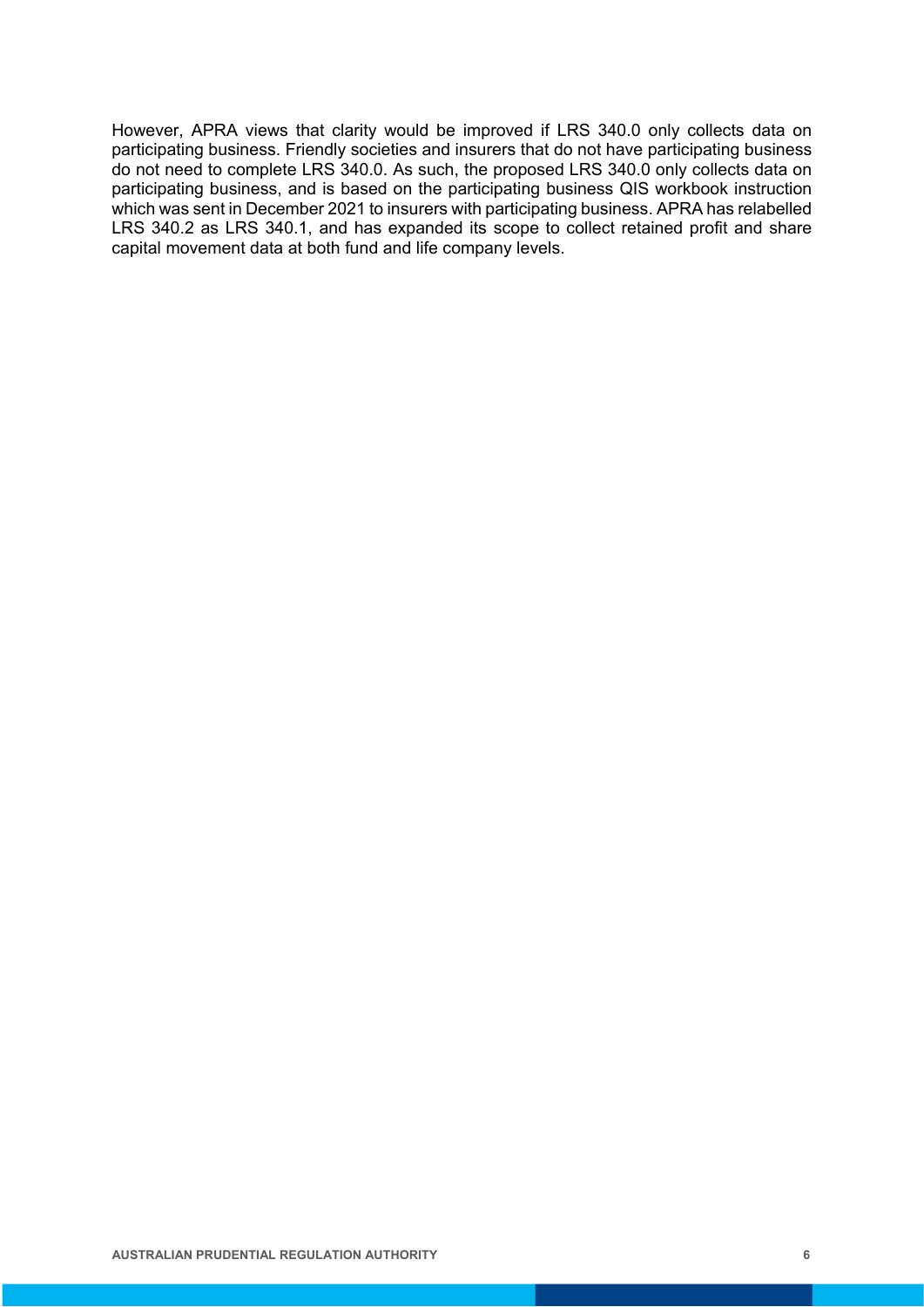However, APRA views that clarity would be improved if LRS 340.0 only collects data on participating business. Friendly societies and insurers that do not have participating business do not need to complete LRS 340.0. As such, the proposed LRS 340.0 only collects data on participating business, and is based on the participating business QIS workbook instruction which was sent in December 2021 to insurers with participating business. APRA has relabelled LRS 340.2 as LRS 340.1, and has expanded its scope to collect retained profit and share capital movement data at both fund and life company levels.